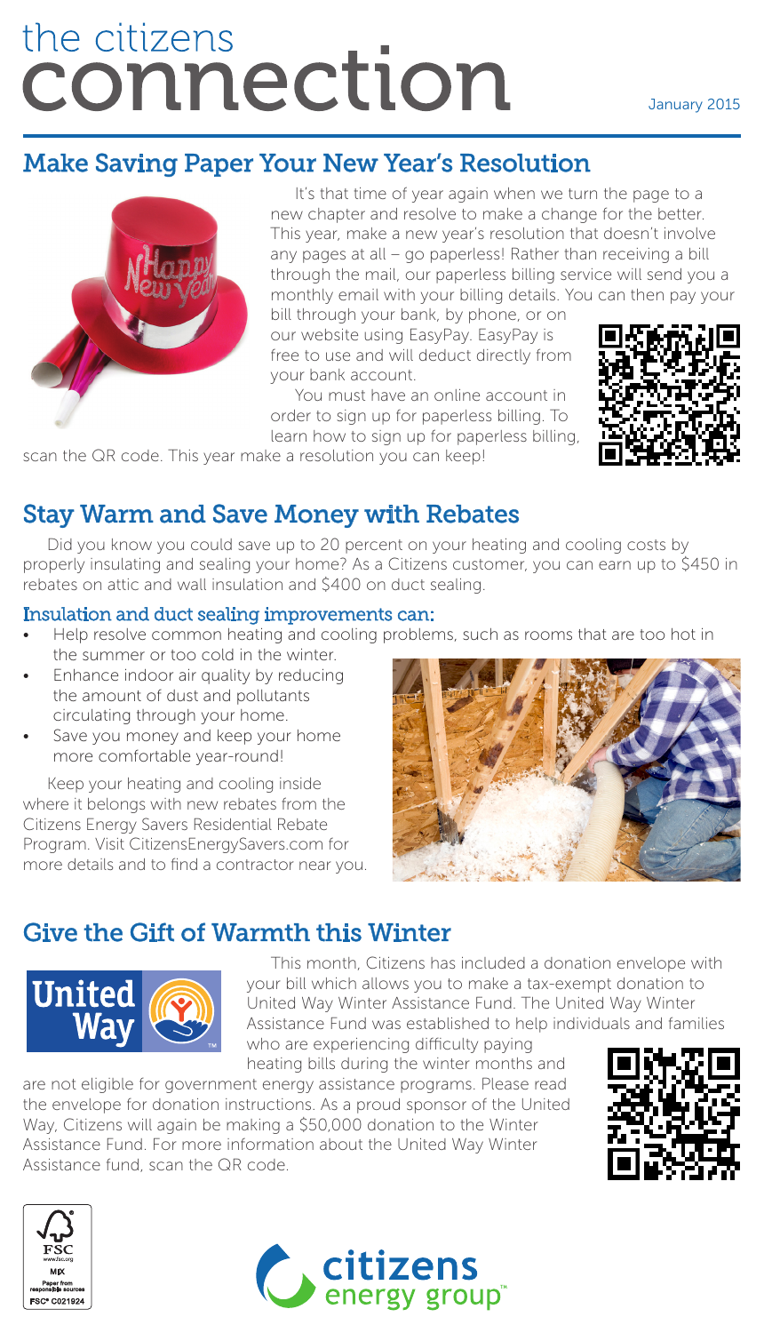# the citizens connection

January 2015

## Make Saving Paper Your New Year's Resolution

It's that time of year again when we turn the page to a new chapter and resolve to make a change for the better. This year, make a new year's resolution that doesn't involve any pages at all – go paperless! Rather than receiving a bill through the mail, our paperless billing service will send you a monthly email with your billing details. You can then pay your bill through your bank, by phone, or on our website using EasyPay. EasyPay is free to use and will deduct directly from your bank account.

You must have an online account in order to sign up for paperless billing. To learn how to sign up for paperless billing, scan the QR code. This year make a resolution you can keep!

## Stay Warm and Save Money with Rebates

Did you know you could save up to 20 percent on your heating and cooling costs by properly insulating and sealing your home? As a Citizens customer, you can earn up to $450 in rebates on attic and wall insulation and $400 on duct sealing.

### Insulation and duct sealing improvements can:

- Help resolve common heating and cooling problems, such as rooms that are too hot in the summer or too cold in the winter.
- Enhance indoor air quality by reducing the amount of dust and pollutants circulating through your home.
- Save you money and keep your home more comfortable year-round!

Keep your heating and cooling inside where it belongs with new rebates from the Citizens Energy Savers Residential Rebate Program. Visit CitizensEnergySavers.com for more details and to find a contractor near you.

## Give the Gift of Warmth this Winter

This month, Citizens has included a donation envelope with your bill which allows you to make a tax-exempt donation to United Way Winter Assistance Fund. The United Way Winter Assistance Fund was established to help individuals and families who are experiencing difficulty paying heating bills during the winter months and are not eligible for government energy assistance programs. Please read the envelope for donation instructions. As a proud sponsor of the United Way, Citizens will again be making a $50,000 donation to the Winter Assistance Fund. For more information about the United Way Winter Assistance fund, scan the QR code.

FSC www.fsc.org MIX Paper from responsible sources FSC® C021924

citizens energy group™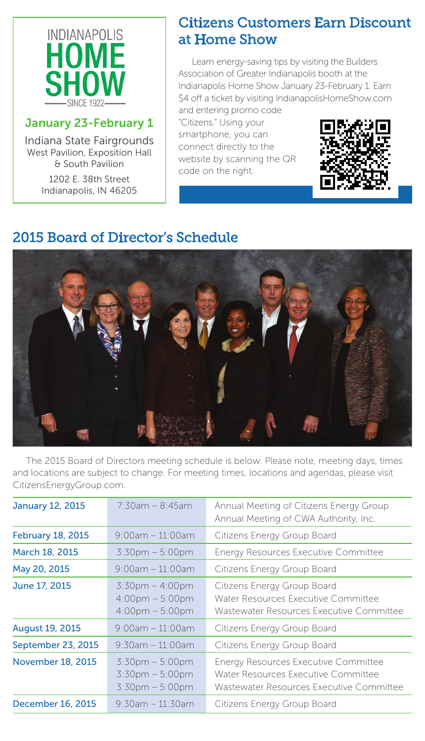INDIANAPOLIS
HOME SHOW
SINCE 1922

## January 23-February 1

Indiana State Fairgrounds
West Pavilion, Exposition Hall & South Pavilion

1202 E. 38th Street
Indianapolis, IN 46205

## Citizens Customers Earn Discount at Home Show

Learn energy-saving tips by visiting the Builders Association of Greater Indianapolis booth at the Indianapolis Home Show January 23-February 1. Earn $4 off a ticket by visiting IndianapolisHomeShow.com and entering promo code "Citizens." Using your smartphone, you can connect directly to the website by scanning the QR code on the right.

## 2015 Board of Director's Schedule

The 2015 Board of Directors meeting schedule is below. Please note, meeting days, times and locations are subject to change. For meeting times, locations and agendas, please visit CitizensEnergyGroup.com.

| | | |
|---|---|---|
| January 12, 2015 | 7:30am – 8:45am | Annual Meeting of Citizens Energy Group<br>Annual Meeting of CWA Authority, Inc. |
| February 18, 2015 | 9:00am – 11:00am | Citizens Energy Group Board |
| March 18, 2015 | 3:30pm – 5:00pm | Energy Resources Executive Committee |
| May 20, 2015 | 9:00am – 11:00am | Citizens Energy Group Board |
| June 17, 2015 | 3:30pm – 4:00pm<br>4:00pm – 5:00pm<br>4:00pm – 5:00pm | Citizens Energy Group Board<br>Water Resources Executive Committee<br>Wastewater Resources Executive Committee |
| August 19, 2015 | 9:00am – 11:00am | Citizens Energy Group Board |
| September 23, 2015 | 9:30am – 11:00am | Citizens Energy Group Board |
| November 18, 2015 | 3:30pm – 5:00pm<br>3:30pm – 5:00pm<br>3:30pm – 5:00pm | Energy Resources Executive Committee<br>Water Resources Executive Committee<br>Wastewater Resources Executive Committee |
| December 16, 2015 | 9:30am – 11:30am | Citizens Energy Group Board |